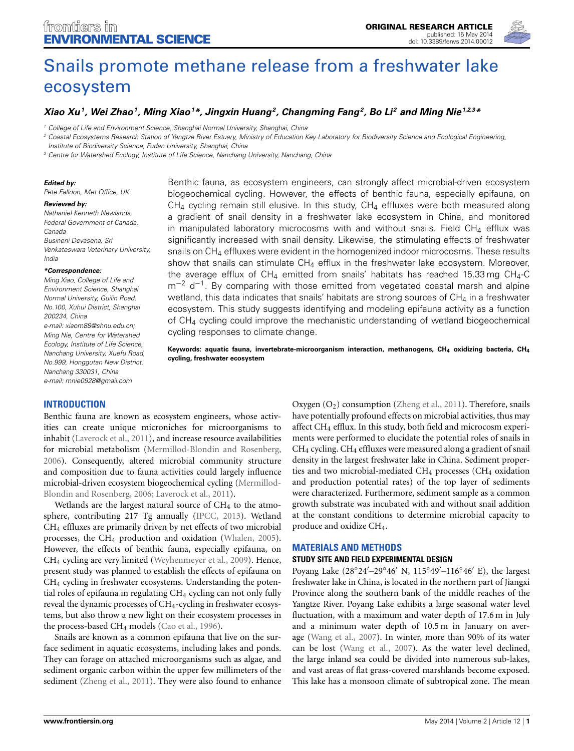# Snails promote methane release from a freshwater lake ecosystem

***Xiao Xu[1], Wei Zhao[1], Ming Xiao[1]\*, Jingxin Huang[2], Changming Fang[2], Bo Li[2] and Ming Nie[1,2,3]\****

[1] College of Life and Environment Science, Shanghai Normal University, Shanghai, China

[2] Coastal Ecosystems Research Station of Yangtze River Estuary, Ministry of Education Key Laboratory for Biodiversity Science and Ecological Engineering, Institute of Biodiversity Science, Fudan University, Shanghai, China

[3] Centre for Watershed Ecology, Institute of Life Science, Nanchang University, Nanchang, China

***Edited by:***
*Pete Falloon, Met Office, UK*

***Reviewed by:***
*Nathaniel Kenneth Newlands, Federal Government of Canada, Canada*
*Busineni Devasena, Sri Venkateswara Veterinary University, India*

***\*Correspondence:***
*Ming Xiao, College of Life and Environment Science, Shanghai Normal University, Guilin Road, No.100, Xuhui District, Shanghai 200234, China*
*e-mail: xiaom88@shnu.edu.cn;*
*Ming Nie, Centre for Watershed Ecology, Institute of Life Science, Nanchang University, Xuefu Road, No.999, Honggutan New District, Nanchang 330031, China*
*e-mail: mnie0928@gmail.com*

Benthic fauna, as ecosystem engineers, can strongly affect microbial-driven ecosystem biogeochemical cycling. However, the effects of benthic fauna, especially epifauna, on $CH_4$ cycling remain still elusive. In this study, $CH_4$ effluxes were both measured along a gradient of snail density in a freshwater lake ecosystem in China, and monitored in manipulated laboratory microcosms with and without snails. Field $CH_4$ efflux was significantly increased with snail density. Likewise, the stimulating effects of freshwater snails on $CH_4$ effluxes were evident in the homogenized indoor microcosms. These results show that snails can stimulate $CH_4$ efflux in the freshwater lake ecosystem. Moreover, the average efflux of $CH_4$ emitted from snails' habitats has reached 15.33 mg $CH_4$-C $m^{-2}$ $d^{-1}$. By comparing with those emitted from vegetated coastal marsh and alpine wetland, this data indicates that snails' habitats are strong sources of $CH_4$ in a freshwater ecosystem. This study suggests identifying and modeling epifauna activity as a function of $CH_4$ cycling could improve the mechanistic understanding of wetland biogeochemical cycling responses to climate change.

**Keywords: aquatic fauna, invertebrate-microorganism interaction, methanogens, $CH_4$ oxidizing bacteria, $CH_4$ cycling, freshwater ecosystem**

## INTRODUCTION

Benthic fauna are known as ecosystem engineers, whose activities can create unique microniches for microorganisms to inhabit (Laverock et al., 2011), and increase resource availabilities for microbial metabolism (Mermillod-Blondin and Rosenberg, 2006). Consequently, altered microbial community structure and composition due to fauna activities could largely influence microbial-driven ecosystem biogeochemical cycling (Mermillod-Blondin and Rosenberg, 2006; Laverock et al., 2011).

Wetlands are the largest natural source of $CH_4$ to the atmosphere, contributing 217 Tg annually (IPCC, 2013). Wetland $CH_4$ effluxes are primarily driven by net effects of two microbial processes, the $CH_4$ production and oxidation (Whalen, 2005). However, the effects of benthic fauna, especially epifauna, on $CH_4$ cycling are very limited (Weyhenmeyer et al., 2009). Hence, present study was planned to establish the effects of epifauna on $CH_4$ cycling in freshwater ecosystems. Understanding the potential roles of epifauna in regulating $CH_4$ cycling can not only fully reveal the dynamic processes of $CH_4$-cycling in freshwater ecosystems, but also throw a new light on their ecosystem processes in the process-based $CH_4$ models (Cao et al., 1996).

Snails are known as a common epifauna that live on the surface sediment in aquatic ecosystems, including lakes and ponds. They can forage on attached microorganisms such as algae, and sediment organic carbon within the upper few millimeters of the sediment (Zheng et al., 2011). They were also found to enhance Oxygen ($O_2$) consumption (Zheng et al., 2011). Therefore, snails have potentially profound effects on microbial activities, thus may affect $CH_4$ efflux. In this study, both field and microcosm experiments were performed to elucidate the potential roles of snails in $CH_4$ cycling. $CH_4$ effluxes were measured along a gradient of snail density in the largest freshwater lake in China. Sediment properties and two microbial-mediated $CH_4$ processes ($CH_4$ oxidation and production potential rates) of the top layer of sediments were characterized. Furthermore, sediment sample as a common growth substrate was incubated with and without snail addition at the constant conditions to determine microbial capacity to produce and oxidize $CH_4$.

## MATERIALS AND METHODS

### STUDY SITE AND FIELD EXPERIMENTAL DESIGN

Poyang Lake (28°24′–29°46′ N, 115°49′–116°46′ E), the largest freshwater lake in China, is located in the northern part of Jiangxi Province along the southern bank of the middle reaches of the Yangtze River. Poyang Lake exhibits a large seasonal water level fluctuation, with a maximum and water depth of 17.6 m in July and a minimum water depth of 10.5 m in January on average (Wang et al., 2007). In winter, more than 90% of its water can be lost (Wang et al., 2007). As the water level declined, the large inland sea could be divided into numerous sub-lakes, and vast areas of flat grass-covered marshlands become exposed. This lake has a monsoon climate of subtropical zone. The mean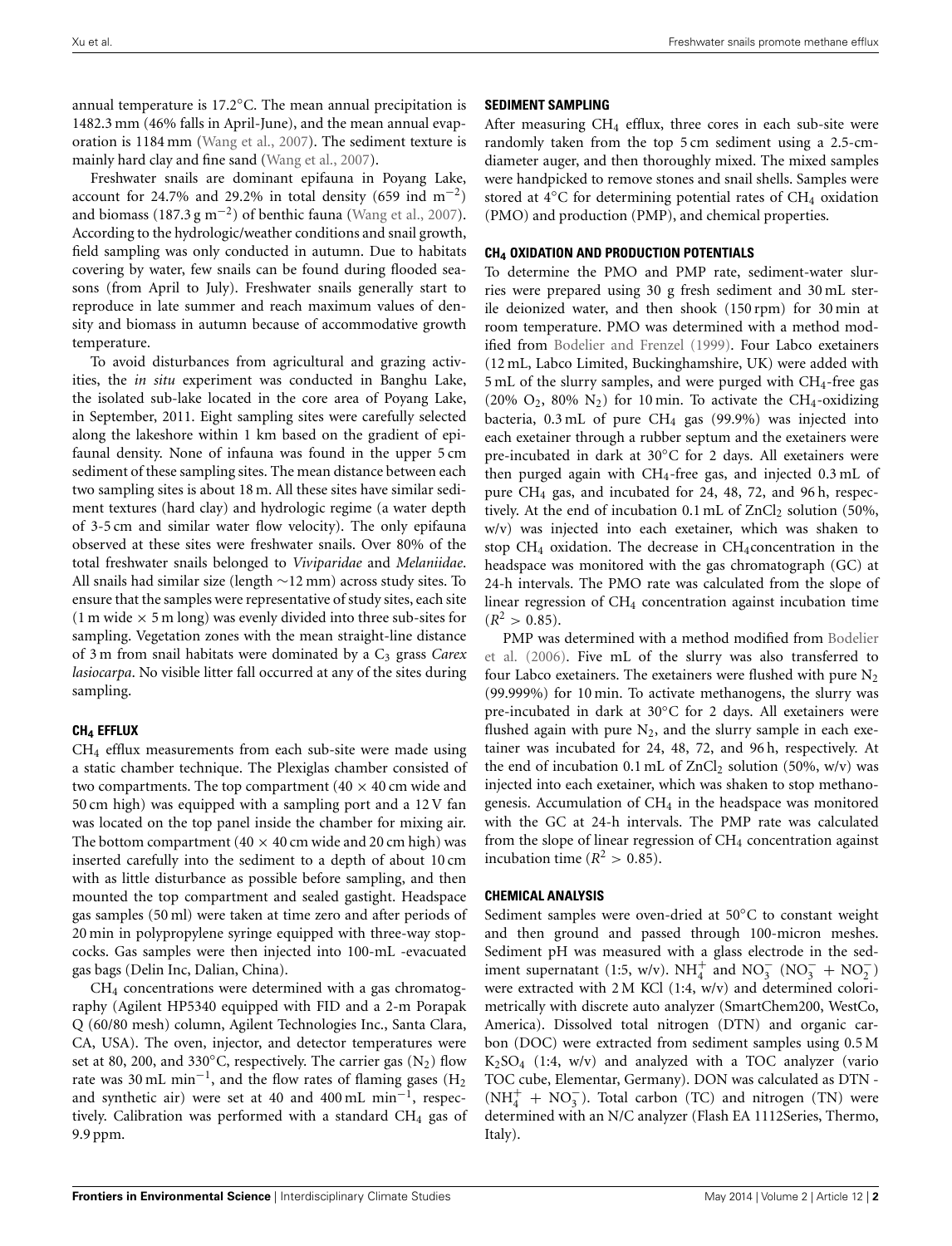annual temperature is 17.2°C. The mean annual precipitation is 1482.3 mm (46% falls in April-June), and the mean annual evaporation is 1184 mm (Wang et al., 2007). The sediment texture is mainly hard clay and fine sand (Wang et al., 2007).

Freshwater snails are dominant epifauna in Poyang Lake, account for 24.7% and 29.2% in total density (659 ind $m^{-2}$) and biomass (187.3 g $m^{-2}$) of benthic fauna (Wang et al., 2007). According to the hydrologic/weather conditions and snail growth, field sampling was only conducted in autumn. Due to habitats covering by water, few snails can be found during flooded seasons (from April to July). Freshwater snails generally start to reproduce in late summer and reach maximum values of density and biomass in autumn because of accommodative growth temperature.

To avoid disturbances from agricultural and grazing activities, the *in situ* experiment was conducted in Banghu Lake, the isolated sub-lake located in the core area of Poyang Lake, in September, 2011. Eight sampling sites were carefully selected along the lakeshore within 1 km based on the gradient of epifaunal density. None of infauna was found in the upper 5 cm sediment of these sampling sites. The mean distance between each two sampling sites is about 18 m. All these sites have similar sediment textures (hard clay) and hydrologic regime (a water depth of 3-5 cm and similar water flow velocity). The only epifauna observed at these sites were freshwater snails. Over 80% of the total freshwater snails belonged to *Viviparidae* and *Melaniidae*. All snails had similar size (length ~12 mm) across study sites. To ensure that the samples were representative of study sites, each site (1 m wide × 5 m long) was evenly divided into three sub-sites for sampling. Vegetation zones with the mean straight-line distance of 3 m from snail habitats were dominated by a $C_3$ grass *Carex lasiocarpa*. No visible litter fall occurred at any of the sites during sampling.

### $CH_4$ EFFLUX

$CH_4$ efflux measurements from each sub-site were made using a static chamber technique. The Plexiglas chamber consisted of two compartments. The top compartment (40 × 40 cm wide and 50 cm high) was equipped with a sampling port and a 12 V fan was located on the top panel inside the chamber for mixing air. The bottom compartment (40 × 40 cm wide and 20 cm high) was inserted carefully into the sediment to a depth of about 10 cm with as little disturbance as possible before sampling, and then mounted the top compartment and sealed gastight. Headspace gas samples (50 ml) were taken at time zero and after periods of 20 min in polypropylene syringe equipped with three-way stopcocks. Gas samples were then injected into 100-mL -evacuated gas bags (Delin Inc, Dalian, China).

$CH_4$ concentrations were determined with a gas chromatography (Agilent HP5340 equipped with FID and a 2-m Porapak Q (60/80 mesh) column, Agilent Technologies Inc., Santa Clara, CA, USA). The oven, injector, and detector temperatures were set at 80, 200, and 330°C, respectively. The carrier gas ($N_2$) flow rate was 30 mL $min^{-1}$, and the flow rates of flaming gases ($H_2$ and synthetic air) were set at 40 and 400 mL $min^{-1}$, respectively. Calibration was performed with a standard $CH_4$ gas of 9.9 ppm.

### SEDIMENT SAMPLING

After measuring $CH_4$ efflux, three cores in each sub-site were randomly taken from the top 5 cm sediment using a 2.5-cm-diameter auger, and then thoroughly mixed. The mixed samples were handpicked to remove stones and snail shells. Samples were stored at 4°C for determining potential rates of $CH_4$ oxidation (PMO) and production (PMP), and chemical properties.

### $CH_4$ OXIDATION AND PRODUCTION POTENTIALS

To determine the PMO and PMP rate, sediment-water slurries were prepared using 30 g fresh sediment and 30 mL sterile deionized water, and then shook (150 rpm) for 30 min at room temperature. PMO was determined with a method modified from Bodelier and Frenzel (1999). Four Labco exetainers (12 mL, Labco Limited, Buckinghamshire, UK) were added with 5 mL of the slurry samples, and were purged with $CH_4$-free gas (20% $O_2$, 80% $N_2$) for 10 min. To activate the $CH_4$-oxidizing bacteria, 0.3 mL of pure $CH_4$ gas (99.9%) was injected into each exetainer through a rubber septum and the exetainers were pre-incubated in dark at 30°C for 2 days. All exetainers were then purged again with $CH_4$-free gas, and injected 0.3 mL of pure $CH_4$ gas, and incubated for 24, 48, 72, and 96 h, respectively. At the end of incubation 0.1 mL of $ZnCl_2$ solution (50%, w/v) was injected into each exetainer, which was shaken to stop $CH_4$ oxidation. The decrease in $CH_4$concentration in the headspace was monitored with the gas chromatograph (GC) at 24-h intervals. The PMO rate was calculated from the slope of linear regression of $CH_4$ concentration against incubation time ($R^2 > 0.85$).

PMP was determined with a method modified from Bodelier et al. (2006). Five mL of the slurry was also transferred to four Labco exetainers. The exetainers were flushed with pure $N_2$ (99.999%) for 10 min. To activate methanogens, the slurry was pre-incubated in dark at 30°C for 2 days. All exetainers were flushed again with pure $N_2$, and the slurry sample in each exetainer was incubated for 24, 48, 72, and 96 h, respectively. At the end of incubation 0.1 mL of $ZnCl_2$ solution (50%, w/v) was injected into each exetainer, which was shaken to stop methanogenesis. Accumulation of $CH_4$ in the headspace was monitored with the GC at 24-h intervals. The PMP rate was calculated from the slope of linear regression of $CH_4$ concentration against incubation time ($R^2 > 0.85$).

### CHEMICAL ANALYSIS

Sediment samples were oven-dried at 50°C to constant weight and then ground and passed through 100-micron meshes. Sediment pH was measured with a glass electrode in the sediment supernatant (1:5, w/v). $NH_4^+$ and $NO_3^-$ ($NO_3^-$ + $NO_2^-$) were extracted with 2 M KCl (1:4, w/v) and determined colorimetrically with discrete auto analyzer (SmartChem200, WestCo, America). Dissolved total nitrogen (DTN) and organic carbon (DOC) were extracted from sediment samples using 0.5 M $K_2SO_4$ (1:4, w/v) and analyzed with a TOC analyzer (vario TOC cube, Elementar, Germany). DON was calculated as DTN - ($NH_4^+$ + $NO_3^-$). Total carbon (TC) and nitrogen (TN) were determined with an N/C analyzer (Flash EA 1112Series, Thermo, Italy).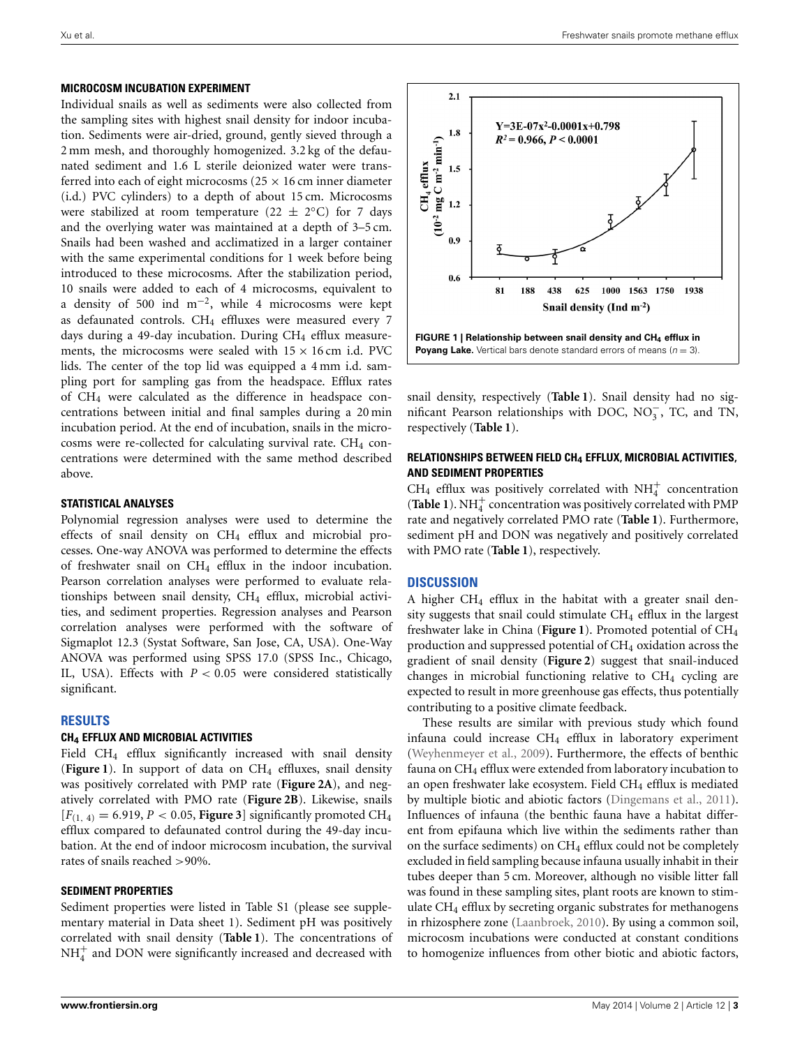### MICROCOSM INCUBATION EXPERIMENT

Individual snails as well as sediments were also collected from the sampling sites with highest snail density for indoor incubation. Sediments were air-dried, ground, gently sieved through a 2 mm mesh, and thoroughly homogenized. 3.2 kg of the defaunated sediment and 1.6 L sterile deionized water were transferred into each of eight microcosms (25 × 16 cm inner diameter (i.d.) PVC cylinders) to a depth of about 15 cm. Microcosms were stabilized at room temperature (22 ± 2°C) for 7 days and the overlying water was maintained at a depth of 3–5 cm. Snails had been washed and acclimatized in a larger container with the same experimental conditions for 1 week before being introduced to these microcosms. After the stabilization period, 10 snails were added to each of 4 microcosms, equivalent to a density of 500 ind $m^{-2}$, while 4 microcosms were kept as defaunated controls. $CH_4$ effluxes were measured every 7 days during a 49-day incubation. During $CH_4$ efflux measurements, the microcosms were sealed with 15 × 16 cm i.d. PVC lids. The center of the top lid was equipped a 4 mm i.d. sampling port for sampling gas from the headspace. Efflux rates of $CH_4$ were calculated as the difference in headspace concentrations between initial and final samples during a 20 min incubation period. At the end of incubation, snails in the microcosms were re-collected for calculating survival rate. $CH_4$ concentrations were determined with the same method described above.

### STATISTICAL ANALYSES

Polynomial regression analyses were used to determine the effects of snail density on $CH_4$ efflux and microbial processes. One-way ANOVA was performed to determine the effects of freshwater snail on $CH_4$ efflux in the indoor incubation. Pearson correlation analyses were performed to evaluate relationships between snail density, $CH_4$ efflux, microbial activities, and sediment properties. Regression analyses and Pearson correlation analyses were performed with the software of Sigmaplot 12.3 (Systat Software, San Jose, CA, USA). One-Way ANOVA was performed using SPSS 17.0 (SPSS Inc., Chicago, IL, USA). Effects with $P < 0.05$ were considered statistically significant.

## RESULTS

### $CH_4$ EFFLUX AND MICROBIAL ACTIVITIES

Field $CH_4$ efflux significantly increased with snail density (**Figure 1**). In support of data on $CH_4$ effluxes, snail density was positively correlated with PMP rate (**Figure 2A**), and negatively correlated with PMO rate (**Figure 2B**). Likewise, snails [$F_{(1,\,4)} = 6.919$, $P < 0.05$, **Figure 3**] significantly promoted $CH_4$ efflux compared to defaunated control during the 49-day incubation. At the end of indoor microcosm incubation, the survival rates of snails reached >90%.

### SEDIMENT PROPERTIES

Sediment properties were listed in Table S1 (please see supplementary material in Data sheet 1). Sediment pH was positively correlated with snail density (**Table 1**). The concentrations of $NH_4^+$ and DON were significantly increased and decreased with snail density, respectively (**Table 1**). Snail density had no significant Pearson relationships with DOC, $NO_3^-$, TC, and TN, respectively (**Table 1**).

**FIGURE 1 | Relationship between snail density and $CH_4$ efflux in Poyang Lake.** Vertical bars denote standard errors of means ($n = 3$).

### RELATIONSHIPS BETWEEN FIELD $CH_4$ EFFLUX, MICROBIAL ACTIVITIES, AND SEDIMENT PROPERTIES

$CH_4$ efflux was positively correlated with $NH_4^+$ concentration (**Table 1**). $NH_4^+$ concentration was positively correlated with PMP rate and negatively correlated PMO rate (**Table 1**). Furthermore, sediment pH and DON was negatively and positively correlated with PMO rate (**Table 1**), respectively.

## DISCUSSION

A higher $CH_4$ efflux in the habitat with a greater snail density suggests that snail could stimulate $CH_4$ efflux in the largest freshwater lake in China (**Figure 1**). Promoted potential of $CH_4$ production and suppressed potential of $CH_4$ oxidation across the gradient of snail density (**Figure 2**) suggest that snail-induced changes in microbial functioning relative to $CH_4$ cycling are expected to result in more greenhouse gas effects, thus potentially contributing to a positive climate feedback.

These results are similar with previous study which found infauna could increase $CH_4$ efflux in laboratory experiment (Weyhenmeyer et al., 2009). Furthermore, the effects of benthic fauna on $CH_4$ efflux were extended from laboratory incubation to an open freshwater lake ecosystem. Field $CH_4$ efflux is mediated by multiple biotic and abiotic factors (Dingemans et al., 2011). Influences of infauna (the benthic fauna have a habitat different from epifauna which live within the sediments rather than on the surface sediments) on $CH_4$ efflux could not be completely excluded in field sampling because infauna usually inhabit in their tubes deeper than 5 cm. Moreover, although no visible litter fall was found in these sampling sites, plant roots are known to stimulate $CH_4$ efflux by secreting organic substrates for methanogens in rhizosphere zone (Laanbroek, 2010). By using a common soil, microcosm incubations were conducted at constant conditions to homogenize influences from other biotic and abiotic factors,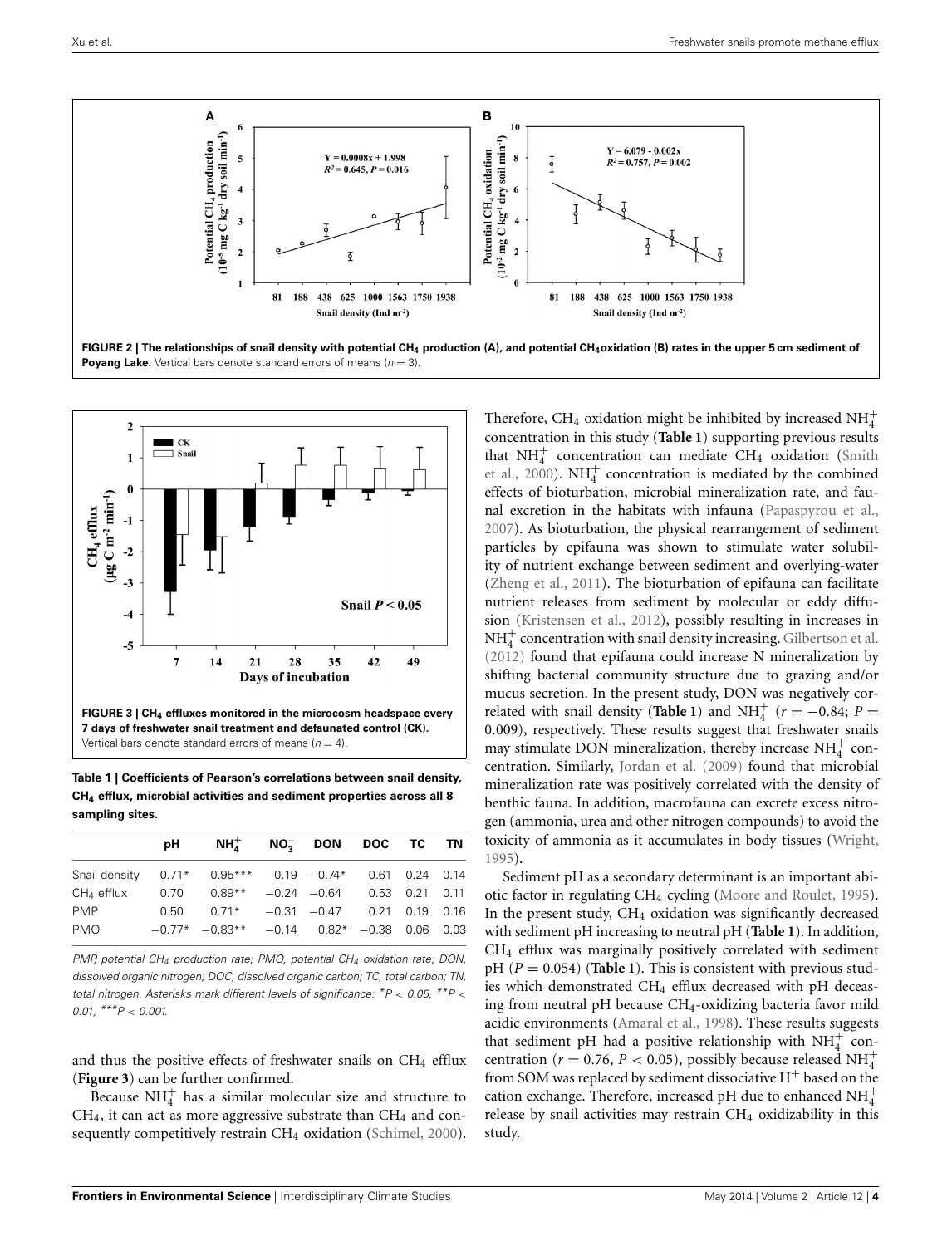**FIGURE 2 | The relationships of snail density with potential $CH_4$ production (A), and potential $CH_4$ oxidation (B) rates in the upper 5 cm sediment of Poyang Lake.** Vertical bars denote standard errors of means ($n = 3$).

**FIGURE 3 | $CH_4$ effluxes monitored in the microcosm headspace every 7 days of freshwater snail treatment and defaunated control (CK).** Vertical bars denote standard errors of means ($n = 4$).

**Table 1 | Coefficients of Pearson's correlations between snail density, $CH_4$ efflux, microbial activities and sediment properties across all 8 sampling sites.**

| | pH | $NH_4^+$ | $NO_3^-$ | DON | DOC | TC | TN |
|---|---|---|---|---|---|---|---|
| Snail density | 0.71* | 0.95*** | −0.19 | −0.74* | 0.61 | 0.24 | 0.14 |
| $CH_4$ efflux | 0.70 | 0.89** | −0.24 | −0.64 | 0.53 | 0.21 | 0.11 |
| PMP | 0.50 | 0.71* | −0.31 | −0.47 | 0.21 | 0.19 | 0.16 |
| PMO | −0.77* | −0.83** | −0.14 | 0.82* | −0.38 | 0.06 | 0.03 |

*PMP, potential $CH_4$ production rate; PMO, potential $CH_4$ oxidation rate; DON, dissolved organic nitrogen; DOC, dissolved organic carbon; TC, total carbon; TN, total nitrogen. Asterisks mark different levels of significance: \*$P < 0.05$, \*\*$P < 0.01$, \*\*\*$P < 0.001$.*

and thus the positive effects of freshwater snails on $CH_4$ efflux (**Figure 3**) can be further confirmed.

Because $NH_4^+$ has a similar molecular size and structure to $CH_4$, it can act as more aggressive substrate than $CH_4$ and consequently competitively restrain $CH_4$ oxidation (Schimel, 2000). Therefore, $CH_4$ oxidation might be inhibited by increased $NH_4^+$ concentration in this study (**Table 1**) supporting previous results that $NH_4^+$ concentration can mediate $CH_4$ oxidation (Smith et al., 2000). $NH_4^+$ concentration is mediated by the combined effects of bioturbation, microbial mineralization rate, and faunal excretion in the habitats with infauna (Papaspyrou et al., 2007). As bioturbation, the physical rearrangement of sediment particles by epifauna was shown to stimulate water solubility of nutrient exchange between sediment and overlying-water (Zheng et al., 2011). The bioturbation of epifauna can facilitate nutrient releases from sediment by molecular or eddy diffusion (Kristensen et al., 2012), possibly resulting in increases in $NH_4^+$ concentration with snail density increasing. Gilbertson et al. (2012) found that epifauna could increase N mineralization by shifting bacterial community structure due to grazing and/or mucus secretion. In the present study, DON was negatively correlated with snail density (**Table 1**) and $NH_4^+$ ($r = -0.84$; $P = 0.009$), respectively. These results suggest that freshwater snails may stimulate DON mineralization, thereby increase $NH_4^+$ concentration. Similarly, Jordan et al. (2009) found that microbial mineralization rate was positively correlated with the density of benthic fauna. In addition, macrofauna can excrete excess nitrogen (ammonia, urea and other nitrogen compounds) to avoid the toxicity of ammonia as it accumulates in body tissues (Wright, 1995).

Sediment pH as a secondary determinant is an important abiotic factor in regulating $CH_4$ cycling (Moore and Roulet, 1995). In the present study, $CH_4$ oxidation was significantly decreased with sediment pH increasing to neutral pH (**Table 1**). In addition, $CH_4$ efflux was marginally positively correlated with sediment pH ($P = 0.054$) (**Table 1**). This is consistent with previous studies which demonstrated $CH_4$ efflux decreased with pH deceasing from neutral pH because $CH_4$-oxidizing bacteria favor mild acidic environments (Amaral et al., 1998). These results suggests that sediment pH had a positive relationship with $NH_4^+$ concentration ($r = 0.76$, $P < 0.05$), possibly because released $NH_4^+$ from SOM was replaced by sediment dissociative $H^+$ based on the cation exchange. Therefore, increased pH due to enhanced $NH_4^+$ release by snail activities may restrain $CH_4$ oxidizability in this study.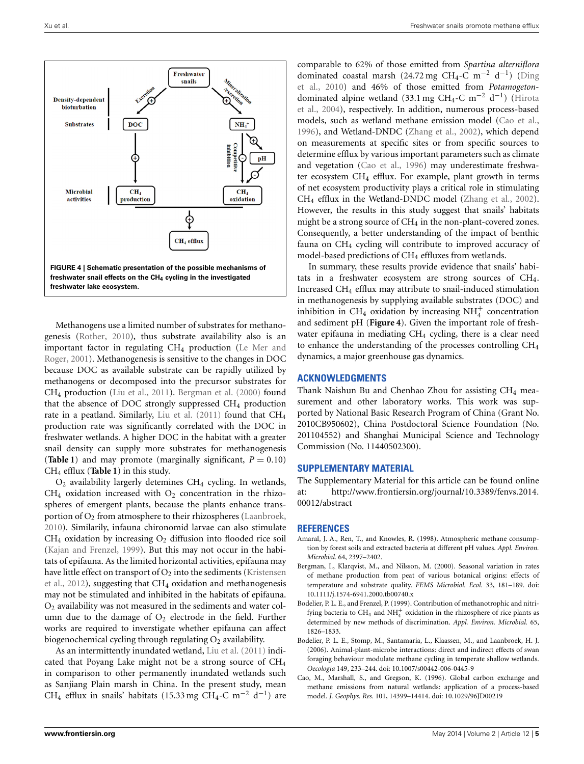**FIGURE 4 | Schematic presentation of the possible mechanisms of freshwater snail effects on the $CH_4$ cycling in the investigated freshwater lake ecosystem.**

Methanogens use a limited number of substrates for methanogenesis (Rother, 2010), thus substrate availability also is an important factor in regulating $CH_4$ production (Le Mer and Roger, 2001). Methanogenesis is sensitive to the changes in DOC because DOC as available substrate can be rapidly utilized by methanogens or decomposed into the precursor substrates for $CH_4$ production (Liu et al., 2011). Bergman et al. (2000) found that the absence of DOC strongly suppressed $CH_4$ production rate in a peatland. Similarly, Liu et al. (2011) found that $CH_4$ production rate was significantly correlated with the DOC in freshwater wetlands. A higher DOC in the habitat with a greater snail density can supply more substrates for methanogenesis (**Table 1**) and may promote (marginally significant, $P = 0.10$) $CH_4$ efflux (**Table 1**) in this study.

$O_2$ availability largerly detemines $CH_4$ cycling. In wetlands, $CH_4$ oxidation increased with $O_2$ concentration in the rhizospheres of emergent plants, because the plants enhance transportation of $O_2$ from atmosphere to their rhizospheres (Laanbroek, 2010). Similarly, infauna chironomid larvae can also stimulate $CH_4$ oxidation by increasing $O_2$ diffusion into flooded rice soil (Kajan and Frenzel, 1999). But this may not occur in the habitats of epifauna. As the limited horizontal activities, epifauna may have little effect on transport of $O_2$ into the sediments (Kristensen et al., 2012), suggesting that $CH_4$ oxidation and methanogenesis may not be stimulated and inhibited in the habitats of epifauna. $O_2$ availability was not measured in the sediments and water column due to the damage of $O_2$ electrode in the field. Further works are required to inverstigate whether epifauna can affect biogenochemical cycling through regulating $O_2$ availability.

As an intermittently inundated wetland, Liu et al. (2011) indicated that Poyang Lake might not be a strong source of $CH_4$ in comparison to other permanently inundated wetlands such as Sanjiang Plain marsh in China. In the present study, mean $CH_4$ efflux in snails' habitats (15.33 mg $CH_4$-C $m^{-2}$ $d^{-1}$) are comparable to 62% of those emitted from *Spartina alterniflora* dominated coastal marsh (24.72 mg $CH_4$-C $m^{-2}$ $d^{-1}$) (Ding et al., 2010) and 46% of those emitted from *Potamogeton*-dominated alpine wetland (33.1 mg $CH_4$-C $m^{-2}$ $d^{-1}$) (Hirota et al., 2004), respectively. In addition, numerous process-based models, such as wetland methane emission model (Cao et al., 1996), and Wetland-DNDC (Zhang et al., 2002), which depend on measurements at specific sites or from specific sources to determine efflux by various important parameters such as climate and vegetation (Cao et al., 1996) may underestimate freshwater ecosystem $CH_4$ efflux. For example, plant growth in terms of net ecosystem productivity plays a critical role in stimulating $CH_4$ efflux in the Wetland-DNDC model (Zhang et al., 2002). However, the results in this study suggest that snails' habitats might be a strong source of $CH_4$ in the non-plant-covered zones. Consequently, a better understanding of the impact of benthic fauna on $CH_4$ cycling will contribute to improved accuracy of model-based predictions of $CH_4$ effluxes from wetlands.

In summary, these results provide evidence that snails' habitats in a freshwater ecosystem are strong sources of $CH_4$. Increased $CH_4$ efflux may attribute to snail-induced stimulation in methanogenesis by supplying available substrates (DOC) and inhibition in $CH_4$ oxidation by increasing $NH_4^+$ concentration and sediment pH (**Figure 4**). Given the important role of freshwater epifauna in mediating $CH_4$ cycling, there is a clear need to enhance the understanding of the processes controlling $CH_4$ dynamics, a major greenhouse gas dynamics.

## ACKNOWLEDGMENTS

Thank Naishun Bu and Chenhao Zhou for assisting $CH_4$ measurement and other laboratory works. This work was supported by National Basic Research Program of China (Grant No. 2010CB950602), China Postdoctoral Science Foundation (No. 201104552) and Shanghai Municipal Science and Technology Commission (No. 11440502300).

## SUPPLEMENTARY MATERIAL

The Supplementary Material for this article can be found online at: http://www.frontiersin.org/journal/10.3389/fenvs.2014.00012/abstract

## REFERENCES

Amaral, J. A., Ren, T., and Knowles, R. (1998). Atmospheric methane consumption by forest soils and extracted bacteria at different pH values. *Appl. Environ. Microbial.* 64, 2397–2402.

Bergman, I., Klarqvist, M., and Nilsson, M. (2000). Seasonal variation in rates of methane production from peat of various botanical origins: effects of temperature and substrate quality. *FEMS Microbiol. Ecol.* 33, 181–189. doi: 10.1111/j.1574-6941.2000.tb00740.x

Bodelier, P. L. E., and Frenzel, P. (1999). Contribution of methanotrophic and nitrifying bacteria to $CH_4$ and $NH_4^+$ oxidation in the rhizosphere of rice plants as determined by new methods of discrimination. *Appl. Environ. Microbial.* 65, 1826–1833.

Bodelier, P. L. E., Stomp, M., Santamaria, L., Klaassen, M., and Laanbroek, H. J. (2006). Animal-plant-microbe interactions: direct and indirect effects of swan foraging behaviour modulate methane cycling in temperate shallow wetlands. *Oecologia* 149, 233–244. doi: 10.1007/s00442-006-0445-9

Cao, M., Marshall, S., and Gregson, K. (1996). Global carbon exchange and methane emissions from natural wetlands: application of a process-based model. *J. Geophys. Res.* 101, 14399–14414. doi: 10.1029/96JD00219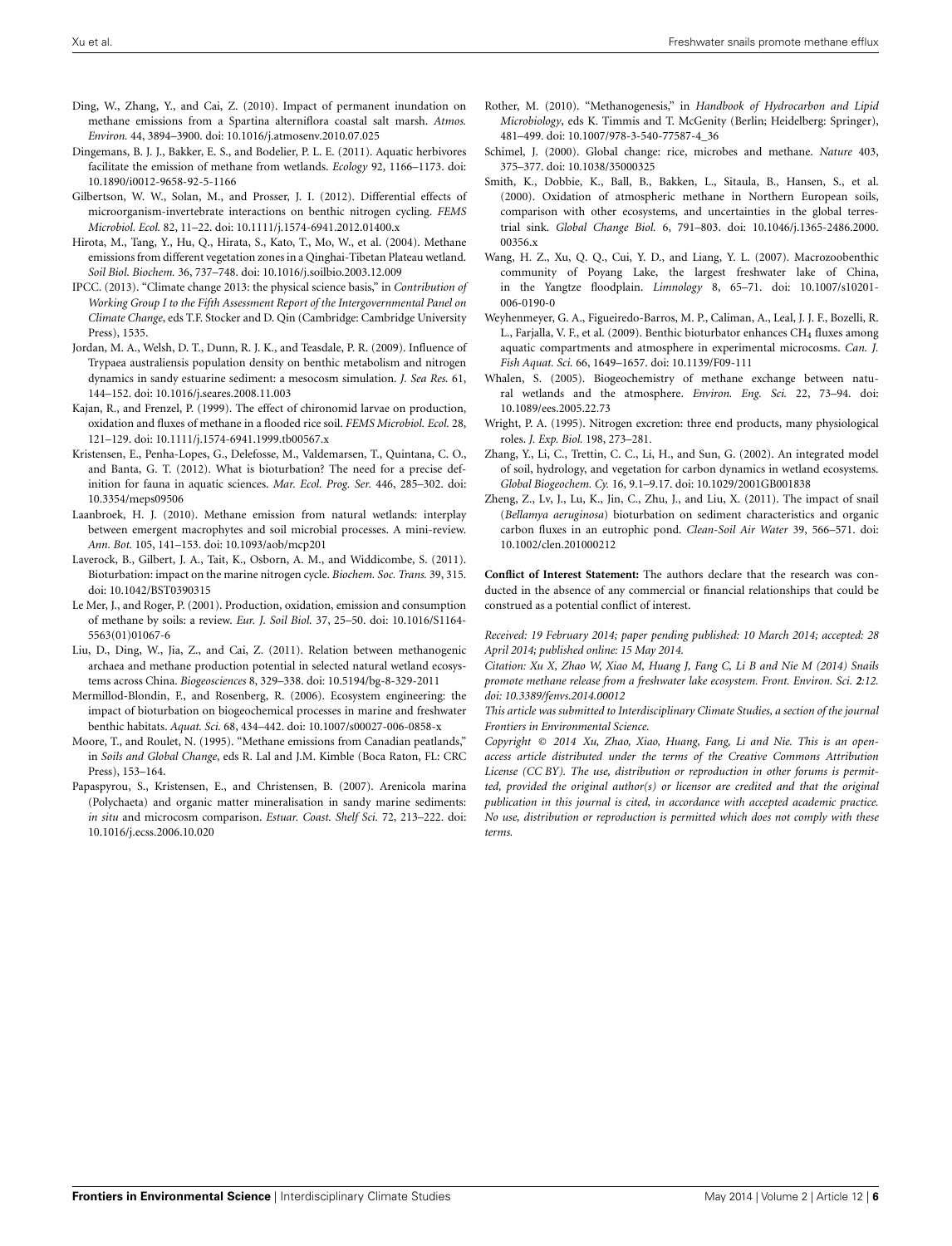Ding, W., Zhang, Y., and Cai, Z. (2010). Impact of permanent inundation on methane emissions from a Spartina alterniflora coastal salt marsh. *Atmos. Environ.* 44, 3894–3900. doi: 10.1016/j.atmosenv.2010.07.025

Dingemans, B. J. J., Bakker, E. S., and Bodelier, P. L. E. (2011). Aquatic herbivores facilitate the emission of methane from wetlands. *Ecology* 92, 1166–1173. doi: 10.1890/i0012-9658-92-5-1166

Gilbertson, W. W., Solan, M., and Prosser, J. I. (2012). Differential effects of microorganism-invertebrate interactions on benthic nitrogen cycling. *FEMS Microbiol. Ecol.* 82, 11–22. doi: 10.1111/j.1574-6941.2012.01400.x

Hirota, M., Tang, Y., Hu, Q., Hirata, S., Kato, T., Mo, W., et al. (2004). Methane emissions from different vegetation zones in a Qinghai-Tibetan Plateau wetland. *Soil Biol. Biochem.* 36, 737–748. doi: 10.1016/j.soilbio.2003.12.009

IPCC. (2013). "Climate change 2013: the physical science basis," in *Contribution of Working Group I to the Fifth Assessment Report of the Intergovernmental Panel on Climate Change*, eds T.F. Stocker and D. Qin (Cambridge: Cambridge University Press), 1535.

Jordan, M. A., Welsh, D. T., Dunn, R. J. K., and Teasdale, P. R. (2009). Influence of Trypaea australiensis population density on benthic metabolism and nitrogen dynamics in sandy estuarine sediment: a mesocosm simulation. *J. Sea Res.* 61, 144–152. doi: 10.1016/j.seares.2008.11.003

Kajan, R., and Frenzel, P. (1999). The effect of chironomid larvae on production, oxidation and fluxes of methane in a flooded rice soil. *FEMS Microbiol. Ecol.* 28, 121–129. doi: 10.1111/j.1574-6941.1999.tb00567.x

Kristensen, E., Penha-Lopes, G., Delefosse, M., Valdemarsen, T., Quintana, C. O., and Banta, G. T. (2012). What is bioturbation? The need for a precise definition for fauna in aquatic sciences. *Mar. Ecol. Prog. Ser.* 446, 285–302. doi: 10.3354/meps09506

Laanbroek, H. J. (2010). Methane emission from natural wetlands: interplay between emergent macrophytes and soil microbial processes. A mini-review. *Ann. Bot.* 105, 141–153. doi: 10.1093/aob/mcp201

Laverock, B., Gilbert, J. A., Tait, K., Osborn, A. M., and Widdicombe, S. (2011). Bioturbation: impact on the marine nitrogen cycle. *Biochem. Soc. Trans.* 39, 315. doi: 10.1042/BST0390315

Le Mer, J., and Roger, P. (2001). Production, oxidation, emission and consumption of methane by soils: a review. *Eur. J. Soil Biol.* 37, 25–50. doi: 10.1016/S1164-5563(01)01067-6

Liu, D., Ding, W., Jia, Z., and Cai, Z. (2011). Relation between methanogenic archaea and methane production potential in selected natural wetland ecosystems across China. *Biogeosciences* 8, 329–338. doi: 10.5194/bg-8-329-2011

Mermillod-Blondin, F., and Rosenberg, R. (2006). Ecosystem engineering: the impact of bioturbation on biogeochemical processes in marine and freshwater benthic habitats. *Aquat. Sci.* 68, 434–442. doi: 10.1007/s00027-006-0858-x

Moore, T., and Roulet, N. (1995). "Methane emissions from Canadian peatlands," in *Soils and Global Change*, eds R. Lal and J.M. Kimble (Boca Raton, FL: CRC Press), 153–164.

Papaspyrou, S., Kristensen, E., and Christensen, B. (2007). Arenicola marina (Polychaeta) and organic matter mineralisation in sandy marine sediments: *in situ* and microcosm comparison. *Estuar. Coast. Shelf Sci.* 72, 213–222. doi: 10.1016/j.ecss.2006.10.020

Rother, M. (2010). "Methanogenesis," in *Handbook of Hydrocarbon and Lipid Microbiology*, eds K. Timmis and T. McGenity (Berlin; Heidelberg: Springer), 481–499. doi: 10.1007/978-3-540-77587-4_36

Schimel, J. (2000). Global change: rice, microbes and methane. *Nature* 403, 375–377. doi: 10.1038/35000325

Smith, K., Dobbie, K., Ball, B., Bakken, L., Sitaula, B., Hansen, S., et al. (2000). Oxidation of atmospheric methane in Northern European soils, comparison with other ecosystems, and uncertainties in the global terrestrial sink. *Global Change Biol.* 6, 791–803. doi: 10.1046/j.1365-2486.2000.00356.x

Wang, H. Z., Xu, Q. Q., Cui, Y. D., and Liang, Y. L. (2007). Macrozoobenthic community of Poyang Lake, the largest freshwater lake of China, in the Yangtze floodplain. *Limnology* 8, 65–71. doi: 10.1007/s10201-006-0190-0

Weyhenmeyer, G. A., Figueiredo-Barros, M. P., Caliman, A., Leal, J. J. F., Bozelli, R. L., Farjalla, V. F., et al. (2009). Benthic bioturbator enhances $CH_4$ fluxes among aquatic compartments and atmosphere in experimental microcosms. *Can. J. Fish Aquat. Sci.* 66, 1649–1657. doi: 10.1139/F09-111

Whalen, S. (2005). Biogeochemistry of methane exchange between natural wetlands and the atmosphere. *Environ. Eng. Sci.* 22, 73–94. doi: 10.1089/ees.2005.22.73

Wright, P. A. (1995). Nitrogen excretion: three end products, many physiological roles. *J. Exp. Biol.* 198, 273–281.

Zhang, Y., Li, C., Trettin, C. C., Li, H., and Sun, G. (2002). An integrated model of soil, hydrology, and vegetation for carbon dynamics in wetland ecosystems. *Global Biogeochem. Cy.* 16, 9.1–9.17. doi: 10.1029/2001GB001838

Zheng, Z., Lv, J., Lu, K., Jin, C., Zhu, J., and Liu, X. (2011). The impact of snail (*Bellamya aeruginosa*) bioturbation on sediment characteristics and organic carbon fluxes in an eutrophic pond. *Clean-Soil Air Water* 39, 566–571. doi: 10.1002/clen.201000212

**Conflict of Interest Statement:** The authors declare that the research was conducted in the absence of any commercial or financial relationships that could be construed as a potential conflict of interest.

*Received: 19 February 2014; paper pending published: 10 March 2014; accepted: 28 April 2014; published online: 15 May 2014.*

*Citation: Xu X, Zhao W, Xiao M, Huang J, Fang C, Li B and Nie M (2014) Snails promote methane release from a freshwater lake ecosystem. Front. Environ. Sci.* ***2****:12. doi: 10.3389/fenvs.2014.00012*

*This article was submitted to Interdisciplinary Climate Studies, a section of the journal Frontiers in Environmental Science.*

*Copyright © 2014 Xu, Zhao, Xiao, Huang, Fang, Li and Nie. This is an open-access article distributed under the terms of the Creative Commons Attribution License (CC BY). The use, distribution or reproduction in other forums is permitted, provided the original author(s) or licensor are credited and that the original publication in this journal is cited, in accordance with accepted academic practice. No use, distribution or reproduction is permitted which does not comply with these terms.*